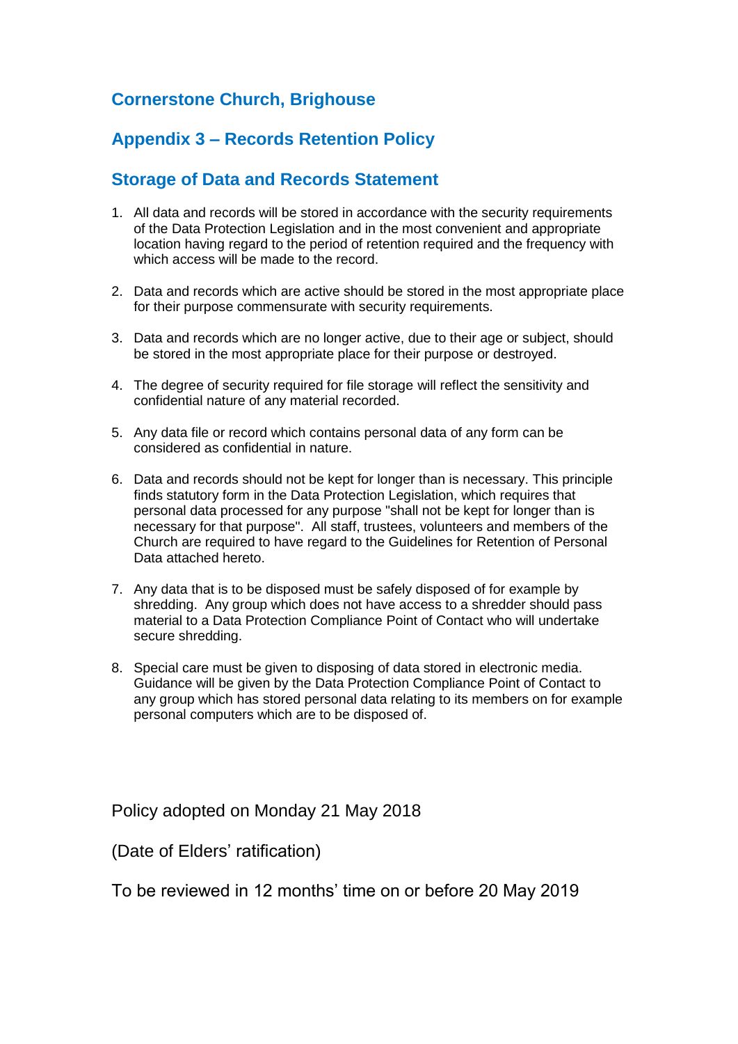## Cornerstone Church, Brighouse

## Appendix 3 – Records Retention Policy

## Storage of Data and Records Statement

1. All data and records will be stored in accordance with the security requirements of the Data Protection Legislation and in the most convenient and appropriate location having regard to the period of retention required and the frequency with which access will be made to the record.

2. Data and records which are active should be stored in the most appropriate place for their purpose commensurate with security requirements.

3. Data and records which are no longer active, due to their age or subject, should be stored in the most appropriate place for their purpose or destroyed.

4. The degree of security required for file storage will reflect the sensitivity and confidential nature of any material recorded.

5. Any data file or record which contains personal data of any form can be considered as confidential in nature.

6. Data and records should not be kept for longer than is necessary. This principle finds statutory form in the Data Protection Legislation, which requires that personal data processed for any purpose "shall not be kept for longer than is necessary for that purpose". All staff, trustees, volunteers and members of the Church are required to have regard to the Guidelines for Retention of Personal Data attached hereto.

7. Any data that is to be disposed must be safely disposed of for example by shredding. Any group which does not have access to a shredder should pass material to a Data Protection Compliance Point of Contact who will undertake secure shredding.

8. Special care must be given to disposing of data stored in electronic media. Guidance will be given by the Data Protection Compliance Point of Contact to any group which has stored personal data relating to its members on for example personal computers which are to be disposed of.

Policy adopted on Monday 21 May 2018

(Date of Elders' ratification)

To be reviewed in 12 months' time on or before 20 May 2019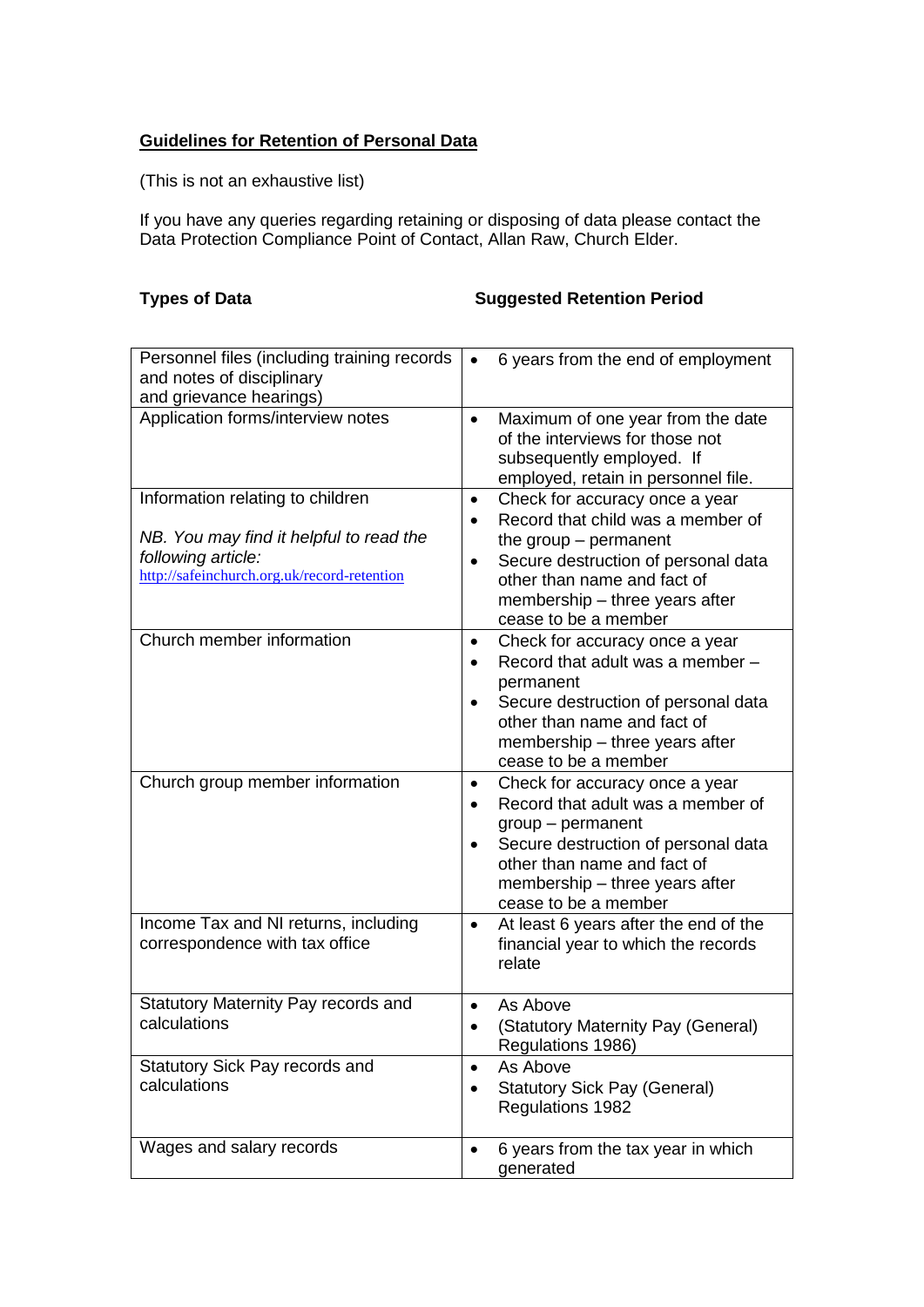**Guidelines for Retention of Personal Data**

(This is not an exhaustive list)

If you have any queries regarding retaining or disposing of data please contact the Data Protection Compliance Point of Contact, Allan Raw, Church Elder.

| **Types of Data** | **Suggested Retention Period** |
|---|---|
| Personnel files (including training records and notes of disciplinary and grievance hearings) | • 6 years from the end of employment |
| Application forms/interview notes | • Maximum of one year from the date of the interviews for those not subsequently employed. If employed, retain in personnel file. |
| Information relating to children<br><br>*NB. You may find it helpful to read the following article:* http://safeinchurch.org.uk/record-retention | • Check for accuracy once a year<br>• Record that child was a member of the group – permanent<br>• Secure destruction of personal data other than name and fact of membership – three years after cease to be a member |
| Church member information | • Check for accuracy once a year<br>• Record that adult was a member – permanent<br>• Secure destruction of personal data other than name and fact of membership – three years after cease to be a member |
| Church group member information | • Check for accuracy once a year<br>• Record that adult was a member of group – permanent<br>• Secure destruction of personal data other than name and fact of membership – three years after cease to be a member |
| Income Tax and NI returns, including correspondence with tax office | • At least 6 years after the end of the financial year to which the records relate |
| Statutory Maternity Pay records and calculations | • As Above<br>• (Statutory Maternity Pay (General) Regulations 1986) |
| Statutory Sick Pay records and calculations | • As Above<br>• Statutory Sick Pay (General) Regulations 1982 |
| Wages and salary records | • 6 years from the tax year in which generated |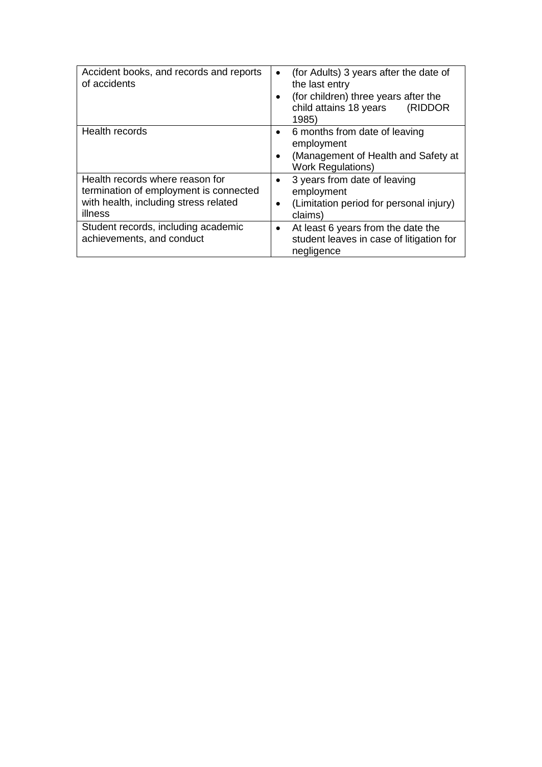| | |
|---|---|
| Accident books, and records and reports of accidents | • (for Adults) 3 years after the date of the last entry<br>• (for children) three years after the child attains 18 years (RIDDOR 1985) |
| Health records | • 6 months from date of leaving employment<br>• (Management of Health and Safety at Work Regulations) |
| Health records where reason for termination of employment is connected with health, including stress related illness | • 3 years from date of leaving employment<br>• (Limitation period for personal injury) claims) |
| Student records, including academic achievements, and conduct | • At least 6 years from the date the student leaves in case of litigation for negligence |